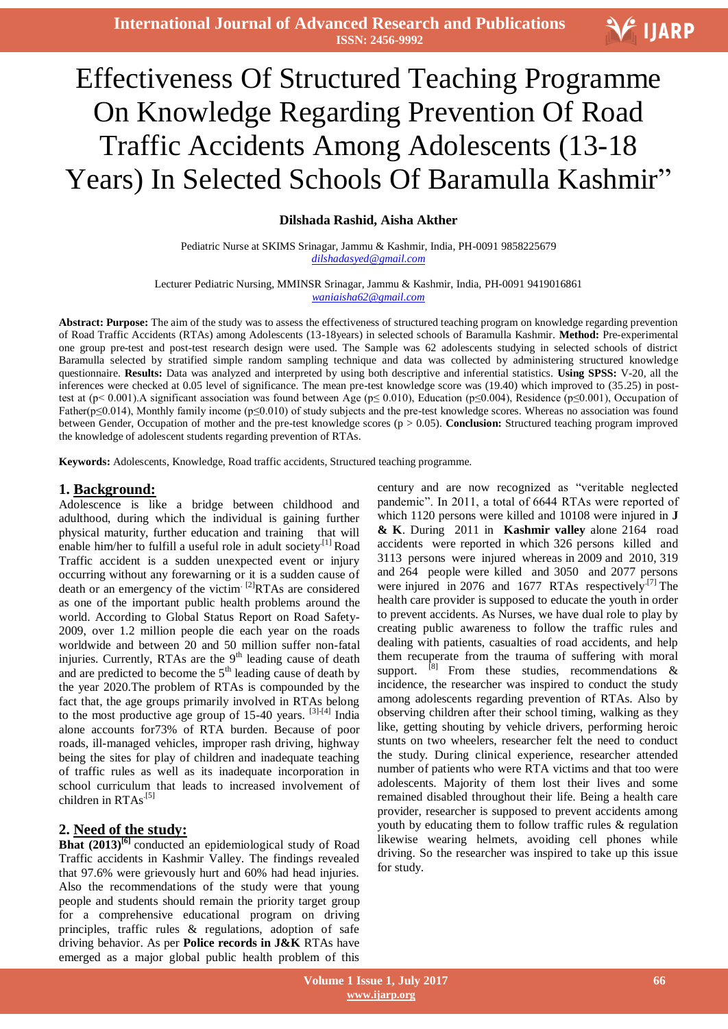# Effectiveness Of Structured Teaching Programme On Knowledge Regarding Prevention Of Road Traffic Accidents Among Adolescents (13-18 Years) In Selected Schools Of Baramulla Kashmir"

**Dilshada Rashid, Aisha Akther**

Pediatric Nurse at SKIMS Srinagar, Jammu & Kashmir, India, PH-0091 9858225679
*dilshadasyed@gmail.com*

Lecturer Pediatric Nursing, MMINSR Srinagar, Jammu & Kashmir, India, PH-0091 9419016861
*waniaisha62@gmail.com*

**Abstract: Purpose:** The aim of the study was to assess the effectiveness of structured teaching program on knowledge regarding prevention of Road Traffic Accidents (RTAs) among Adolescents (13-18years) in selected schools of Baramulla Kashmir. **Method:** Pre-experimental one group pre-test and post-test research design were used. The Sample was 62 adolescents studying in selected schools of district Baramulla selected by stratified simple random sampling technique and data was collected by administering structured knowledge questionnaire. **Results:** Data was analyzed and interpreted by using both descriptive and inferential statistics. **Using SPSS:** V-20, all the inferences were checked at 0.05 level of significance. The mean pre-test knowledge score was (19.40) which improved to (35.25) in post-test at ($p < 0.001$).A significant association was found between Age ($p \leq 0.010$), Education ($p \leq 0.004$), Residence ($p \leq 0.001$), Occupation of Father($p \leq 0.014$), Monthly family income ($p \leq 0.010$) of study subjects and the pre-test knowledge scores. Whereas no association was found between Gender, Occupation of mother and the pre-test knowledge scores ($p > 0.05$). **Conclusion:** Structured teaching program improved the knowledge of adolescent students regarding prevention of RTAs.

**Keywords:** Adolescents, Knowledge, Road traffic accidents, Structured teaching programme.

## 1. Background:

Adolescence is like a bridge between childhood and adulthood, during which the individual is gaining further physical maturity, further education and training that will enable him/her to fulfill a useful role in adult society.[1] Road Traffic accident is a sudden unexpected event or injury occurring without any forewarning or it is a sudden cause of death or an emergency of the victim. [2]RTAs are considered as one of the important public health problems around the world. According to Global Status Report on Road Safety-2009, over 1.2 million people die each year on the roads worldwide and between 20 and 50 million suffer non-fatal injuries. Currently, RTAs are the 9th leading cause of death and are predicted to become the 5th leading cause of death by the year 2020.The problem of RTAs is compounded by the fact that, the age groups primarily involved in RTAs belong to the most productive age group of 15-40 years. [3]-[4] India alone accounts for73% of RTA burden. Because of poor roads, ill-managed vehicles, improper rash driving, highway being the sites for play of children and inadequate teaching of traffic rules as well as its inadequate incorporation in school curriculum that leads to increased involvement of children in RTAs.[5]

## 2. Need of the study:

**Bhat (2013)[6]** conducted an epidemiological study of Road Traffic accidents in Kashmir Valley. The findings revealed that 97.6% were grievously hurt and 60% had head injuries. Also the recommendations of the study were that young people and students should remain the priority target group for a comprehensive educational program on driving principles, traffic rules & regulations, adoption of safe driving behavior. As per **Police records in J&K** RTAs have emerged as a major global public health problem of this century and are now recognized as "veritable neglected pandemic". In 2011, a total of 6644 RTAs were reported of which 1120 persons were killed and 10108 were injured in **J & K**. During 2011 in **Kashmir valley** alone 2164 road accidents were reported in which 326 persons killed and 3113 persons were injured whereas in 2009 and 2010, 319 and 264 people were killed and 3050 and 2077 persons were injured in 2076 and 1677 RTAs respectively.[7] The health care provider is supposed to educate the youth in order to prevent accidents. As Nurses, we have dual role to play by creating public awareness to follow the traffic rules and dealing with patients, casualties of road accidents, and help them recuperate from the trauma of suffering with moral support. [8] From these studies, recommendations & incidence, the researcher was inspired to conduct the study among adolescents regarding prevention of RTAs. Also by observing children after their school timing, walking as they like, getting shouting by vehicle drivers, performing heroic stunts on two wheelers, researcher felt the need to conduct the study. During clinical experience, researcher attended number of patients who were RTA victims and that too were adolescents. Majority of them lost their lives and some remained disabled throughout their life. Being a health care provider, researcher is supposed to prevent accidents among youth by educating them to follow traffic rules & regulation likewise wearing helmets, avoiding cell phones while driving. So the researcher was inspired to take up this issue for study.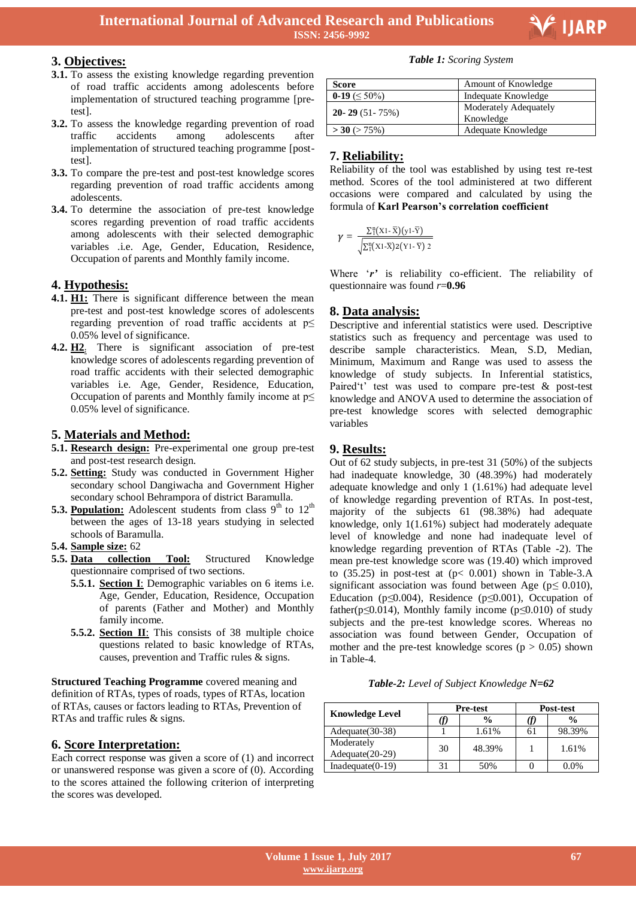## 3. Objectives:

**3.1.** To assess the existing knowledge regarding prevention of road traffic accidents among adolescents before implementation of structured teaching programme [pre-test].

**3.2.** To assess the knowledge regarding prevention of road traffic accidents among adolescents after implementation of structured teaching programme [post-test].

**3.3.** To compare the pre-test and post-test knowledge scores regarding prevention of road traffic accidents among adolescents.

**3.4.** To determine the association of pre-test knowledge scores regarding prevention of road traffic accidents among adolescents with their selected demographic variables .i.e. Age, Gender, Education, Residence, Occupation of parents and Monthly family income.

## 4. Hypothesis:

**4.1.** **H1:** There is significant difference between the mean pre-test and post-test knowledge scores of adolescents regarding prevention of road traffic accidents at p≤ 0.05% level of significance.

**4.2.** **H2**: There is significant association of pre-test knowledge scores of adolescents regarding prevention of road traffic accidents with their selected demographic variables i.e. Age, Gender, Residence, Education, Occupation of parents and Monthly family income at p≤ 0.05% level of significance.

## 5. Materials and Method:

**5.1.** **Research design:** Pre-experimental one group pre-test and post-test research design.

**5.2.** **Setting:** Study was conducted in Government Higher secondary school Dangiwacha and Government Higher secondary school Behrampora of district Baramulla.

**5.3.** **Population:** Adolescent students from class 9th to 12th between the ages of 13-18 years studying in selected schools of Baramulla.

**5.4.** **Sample size:** 62

**5.5.** **Data collection Tool:** Structured Knowledge questionnaire comprised of two sections.

**5.5.1.** **Section I**: Demographic variables on 6 items i.e. Age, Gender, Education, Residence, Occupation of parents (Father and Mother) and Monthly family income.

**5.5.2.** **Section II**: This consists of 38 multiple choice questions related to basic knowledge of RTAs, causes, prevention and Traffic rules & signs.

**Structured Teaching Programme** covered meaning and definition of RTAs, types of roads, types of RTAs, location of RTAs, causes or factors leading to RTAs, Prevention of RTAs and traffic rules & signs.

## 6. Score Interpretation:

Each correct response was given a score of (1) and incorrect or unanswered response was given a score of (0). According to the scores attained the following criterion of interpreting the scores was developed.

*Table 1: Scoring System*

| Score | Amount of Knowledge |
|---|---|
| **0-19** (≤ 50%) | Indequate Knowledge |
| **20- 29** (51- 75%) | Moderately Adequately Knowledge |
| > **30** (> 75%) | Adequate Knowledge |

## 7. Reliability:

Reliability of the tool was established by using test re-test method. Scores of the tool administered at two different occasions were compared and calculated by using the formula of **Karl Pearson's correlation coefficient**

$$\gamma = \frac{\sum_1^n (X_1 - \bar{X})(y_1 - \bar{Y})}{\sqrt{\sum_1^n (X_1 - \bar{X})^2 (Y_1 - \bar{Y})^2}}$$

Where '*r'* is reliability co-efficient. The reliability of questionnaire was found *r*=**0.96**

## 8. Data analysis:

Descriptive and inferential statistics were used. Descriptive statistics such as frequency and percentage was used to describe sample characteristics. Mean, S.D, Median, Minimum, Maximum and Range was used to assess the knowledge of study subjects. In Inferential statistics, Paired't' test was used to compare pre-test & post-test knowledge and ANOVA used to determine the association of pre-test knowledge scores with selected demographic variables

## 9. Results:

Out of 62 study subjects, in pre-test 31 (50%) of the subjects had inadequate knowledge, 30 (48.39%) had moderately adequate knowledge and only 1 (1.61%) had adequate level of knowledge regarding prevention of RTAs. In post-test, majority of the subjects 61 (98.38%) had adequate knowledge, only 1(1.61%) subject had moderately adequate level of knowledge and none had inadequate level of knowledge regarding prevention of RTAs (Table -2). The mean pre-test knowledge score was (19.40) which improved to (35.25) in post-test at (p< 0.001) shown in Table-3.A significant association was found between Age (p≤ 0.010), Education (p≤0.004), Residence (p≤0.001), Occupation of father(p≤0.014), Monthly family income (p≤0.010) of study subjects and the pre-test knowledge scores. Whereas no association was found between Gender, Occupation of mother and the pre-test knowledge scores (p > 0.05) shown in Table-4.

***Table-2:** Level of Subject Knowledge **N=62***

| Knowledge Level | Pre-test | | Post-test | |
|---|---|---|---|---|
| | *(f)* | % | *(f)* | % |
| Adequate(30-38) | 1 | 1.61% | 61 | 98.39% |
| Moderately Adequate(20-29) | 30 | 48.39% | 1 | 1.61% |
| Inadequate(0-19) | 31 | 50% | 0 | 0.0% |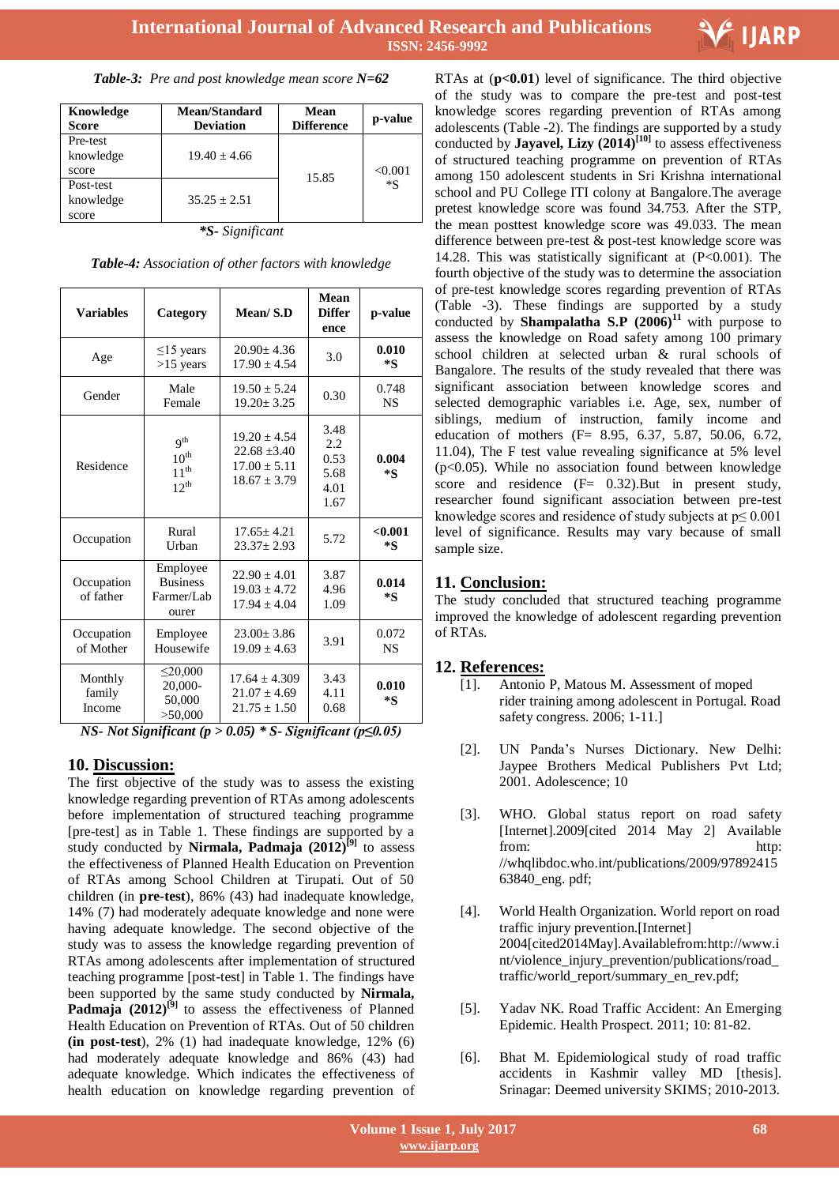***Table-3:*** *Pre and post knowledge mean score **N=62***

| Knowledge Score | Mean/Standard Deviation | Mean Difference | p-value |
|---|---|---|---|
| Pre-test knowledge score | 19.40 ± 4.66 | 15.85 | <0.001 *S |
| Post-test knowledge score | 35.25 ± 2.51 | | |

***S**- *Significant*

***Table-4:*** *Association of other factors with knowledge*

| Variables | Category | Mean/ S.D | Mean Difference | p-value |
|---|---|---|---|---|
| Age | ≤15 years<br>>15 years | 20.90± 4.36<br>17.90 ± 4.54 | 3.0 | **0.010 *S** |
| Gender | Male<br>Female | 19.50 ± 5.24<br>19.20± 3.25 | 0.30 | 0.748 NS |
| Residence | 9th<br>10th<br>11th<br>12th | 19.20 ± 4.54<br>22.68 ±3.40<br>17.00 ± 5.11<br>18.67 ± 3.79 | 3.48<br>2.2<br>0.53<br>5.68<br>4.01<br>1.67 | **0.004 *S** |
| Occupation | Rural<br>Urban | 17.65± 4.21<br>23.37± 2.93 | 5.72 | **<0.001 *S** |
| Occupation of father | Employee<br>Business<br>Farmer/Labourer | 22.90 ± 4.01<br>19.03 ± 4.72<br>17.94 ± 4.04 | 3.87<br>4.96<br>1.09 | **0.014 *S** |
| Occupation of Mother | Employee<br>Housewife | 23.00± 3.86<br>19.09 ± 4.63 | 3.91 | 0.072 NS |
| Monthly family Income | ≤20,000<br>20,000-50,000<br>>50,000 | 17.64 ± 4.309<br>21.07 ± 4.69<br>21.75 ± 1.50 | 3.43<br>4.11<br>0.68 | **0.010 *S** |

***NS- Not Significant (p > 0.05) * S- Significant (p≤0.05)***

## 10. Discussion:

The first objective of the study was to assess the existing knowledge regarding prevention of RTAs among adolescents before implementation of structured teaching programme [pre-test] as in Table 1. These findings are supported by a study conducted by **Nirmala, Padmaja (2012)**[9] to assess the effectiveness of Planned Health Education on Prevention of RTAs among School Children at Tirupati. Out of 50 children (in **pre-test**), 86% (43) had inadequate knowledge, 14% (7) had moderately adequate knowledge and none were having adequate knowledge. The second objective of the study was to assess the knowledge regarding prevention of RTAs among adolescents after implementation of structured teaching programme [post-test] in Table 1. The findings have been supported by the same study conducted by **Nirmala, Padmaja (2012)**[9] to assess the effectiveness of Planned Health Education on Prevention of RTAs. Out of 50 children **(in post-test)**, 2% (1) had inadequate knowledge, 12% (6) had moderately adequate knowledge and 86% (43) had adequate knowledge. Which indicates the effectiveness of health education on knowledge regarding prevention of RTAs at (**p<0.01**) level of significance. The third objective of the study was to compare the pre-test and post-test knowledge scores regarding prevention of RTAs among adolescents (Table -2). The findings are supported by a study conducted by **Jayavel, Lizy (2014)**[10] to assess effectiveness of structured teaching programme on prevention of RTAs among 150 adolescent students in Sri Krishna international school and PU College ITI colony at Bangalore.The average pretest knowledge score was found 34.753. After the STP, the mean posttest knowledge score was 49.033. The mean difference between pre-test & post-test knowledge score was 14.28. This was statistically significant at (P<0.001). The fourth objective of the study was to determine the association of pre-test knowledge scores regarding prevention of RTAs (Table -3). These findings are supported by a study conducted by **Shampalatha S.P (2006)**[11] with purpose to assess the knowledge on Road safety among 100 primary school children at selected urban & rural schools of Bangalore. The results of the study revealed that there was significant association between knowledge scores and selected demographic variables i.e. Age, sex, number of siblings, medium of instruction, family income and education of mothers (F= 8.95, 6.37, 5.87, 50.06, 6.72, 11.04), The F test value revealing significance at 5% level (p<0.05). While no association found between knowledge score and residence (F= 0.32).But in present study, researcher found significant association between pre-test knowledge scores and residence of study subjects at p≤ 0.001 level of significance. Results may vary because of small sample size.

## 11. Conclusion:

The study concluded that structured teaching programme improved the knowledge of adolescent regarding prevention of RTAs.

## 12. References:

[1]. Antonio P, Matous M. Assessment of moped rider training among adolescent in Portugal. Road safety congress. 2006; 1-11.]

[2]. UN Panda's Nurses Dictionary. New Delhi: Jaypee Brothers Medical Publishers Pvt Ltd; 2001. Adolescence; 10

[3]. WHO. Global status report on road safety [Internet].2009[cited 2014 May 2] Available from: http: //whqlibdoc.who.int/publications/2009/97892415 63840_eng. pdf;

[4]. World Health Organization. World report on road traffic injury prevention.[Internet] 2004[cited2014May].Availablefrom:http://www.int/violence_injury_prevention/publications/road_traffic/world_report/summary_en_rev.pdf;

[5]. Yadav NK. Road Traffic Accident: An Emerging Epidemic. Health Prospect. 2011; 10: 81-82.

[6]. Bhat M. Epidemiological study of road traffic accidents in Kashmir valley MD [thesis]. Srinagar: Deemed university SKIMS; 2010-2013.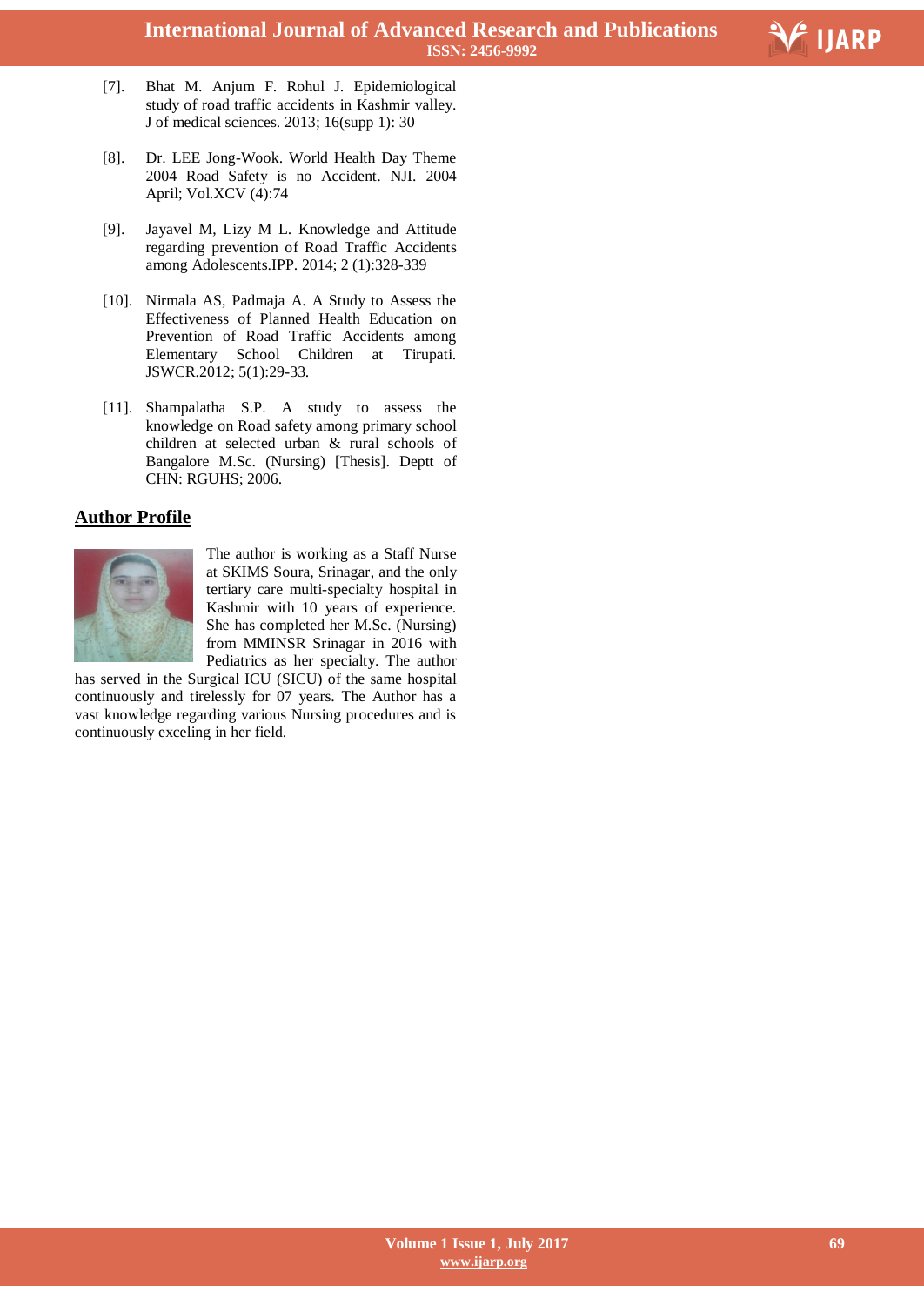[7]. Bhat M. Anjum F. Rohul J. Epidemiological study of road traffic accidents in Kashmir valley. J of medical sciences. 2013; 16(supp 1): 30

[8]. Dr. LEE Jong-Wook. World Health Day Theme 2004 Road Safety is no Accident. NJI. 2004 April; Vol.XCV (4):74

[9]. Jayavel M, Lizy M L. Knowledge and Attitude regarding prevention of Road Traffic Accidents among Adolescents.IPP. 2014; 2 (1):328-339

[10]. Nirmala AS, Padmaja A. A Study to Assess the Effectiveness of Planned Health Education on Prevention of Road Traffic Accidents among Elementary School Children at Tirupati. JSWCR.2012; 5(1):29-33.

[11]. Shampalatha S.P. A study to assess the knowledge on Road safety among primary school children at selected urban & rural schools of Bangalore M.Sc. (Nursing) [Thesis]. Deptt of CHN: RGUHS; 2006.

## Author Profile

The author is working as a Staff Nurse at SKIMS Soura, Srinagar, and the only tertiary care multi-specialty hospital in Kashmir with 10 years of experience. She has completed her M.Sc. (Nursing) from MMINSR Srinagar in 2016 with Pediatrics as her specialty. The author has served in the Surgical ICU (SICU) of the same hospital continuously and tirelessly for 07 years. The Author has a vast knowledge regarding various Nursing procedures and is continuously exceling in her field.